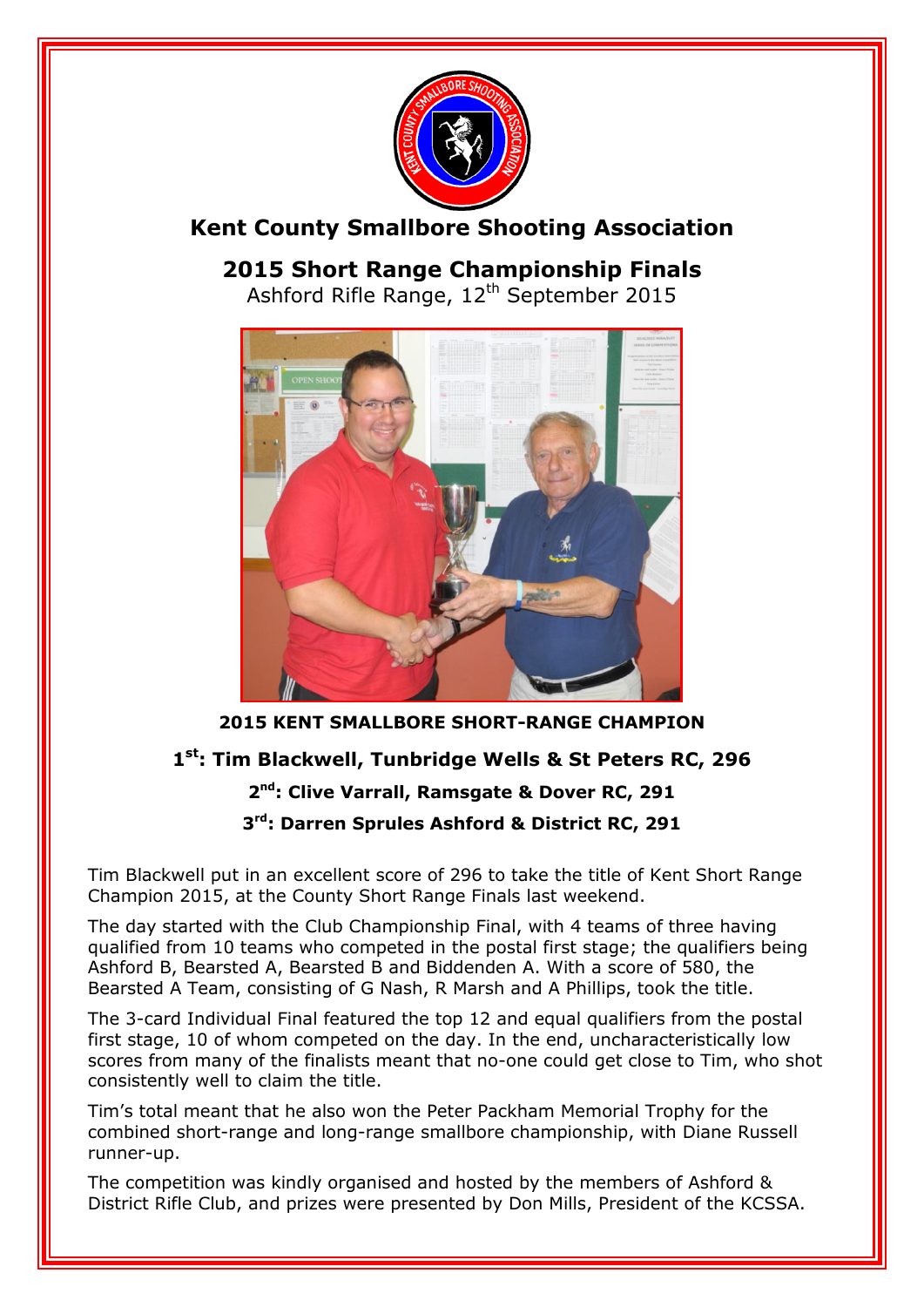# Kent County Smallbore Shooting Association

## 2015 Short Range Championship Finals

Ashford Rifle Range, 12th September 2015

**2015 KENT SMALLBORE SHORT-RANGE CHAMPION**

**1st: Tim Blackwell, Tunbridge Wells & St Peters RC, 296**

**2nd: Clive Varrall, Ramsgate & Dover RC, 291**

**3rd: Darren Sprules Ashford & District RC, 291**

Tim Blackwell put in an excellent score of 296 to take the title of Kent Short Range Champion 2015, at the County Short Range Finals last weekend.

The day started with the Club Championship Final, with 4 teams of three having qualified from 10 teams who competed in the postal first stage; the qualifiers being Ashford B, Bearsted A, Bearsted B and Biddenden A. With a score of 580, the Bearsted A Team, consisting of G Nash, R Marsh and A Phillips, took the title.

The 3-card Individual Final featured the top 12 and equal qualifiers from the postal first stage, 10 of whom competed on the day. In the end, uncharacteristically low scores from many of the finalists meant that no-one could get close to Tim, who shot consistently well to claim the title.

Tim's total meant that he also won the Peter Packham Memorial Trophy for the combined short-range and long-range smallbore championship, with Diane Russell runner-up.

The competition was kindly organised and hosted by the members of Ashford & District Rifle Club, and prizes were presented by Don Mills, President of the KCSSA.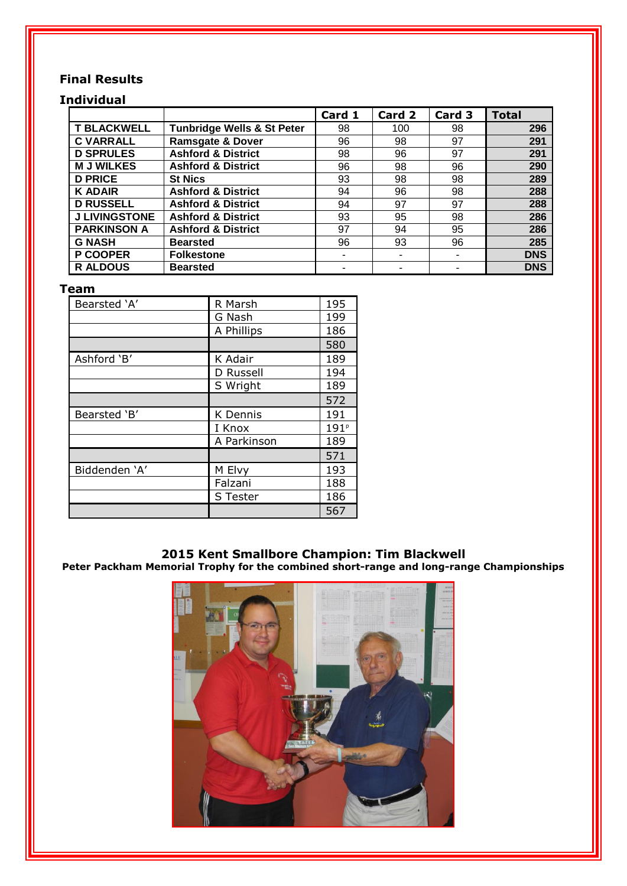## Final Results

### Individual

| | | Card 1 | Card 2 | Card 3 | Total |
|---|---|---|---|---|---|
| **T BLACKWELL** | **Tunbridge Wells & St Peter** | 98 | 100 | 98 | **296** |
| **C VARRALL** | **Ramsgate & Dover** | 96 | 98 | 97 | **291** |
| **D SPRULES** | **Ashford & District** | 98 | 96 | 97 | **291** |
| **M J WILKES** | **Ashford & District** | 96 | 98 | 96 | **290** |
| **D PRICE** | **St Nics** | 93 | 98 | 98 | **289** |
| **K ADAIR** | **Ashford & District** | 94 | 96 | 98 | **288** |
| **D RUSSELL** | **Ashford & District** | 94 | 97 | 97 | **288** |
| **J LIVINGSTONE** | **Ashford & District** | 93 | 95 | 98 | **286** |
| **PARKINSON A** | **Ashford & District** | 97 | 94 | 95 | **286** |
| **G NASH** | **Bearsted** | 96 | 93 | 96 | **285** |
| **P COOPER** | **Folkestone** | - | - | - | **DNS** |
| **R ALDOUS** | **Bearsted** | - | - | - | **DNS** |

### Team

| | | |
|---|---|---|
| Bearsted 'A' | R Marsh | 195 |
| | G Nash | 199 |
| | A Phillips | 186 |
| | | 580 |
| Ashford 'B' | K Adair | 189 |
| | D Russell | 194 |
| | S Wright | 189 |
| | | 572 |
| Bearsted 'B' | K Dennis | 191 |
| | I Knox | 191[P] |
| | A Parkinson | 189 |
| | | 571 |
| Biddenden 'A' | M Elvy | 193 |
| | Falzani | 188 |
| | S Tester | 186 |
| | | 567 |

**2015 Kent Smallbore Champion: Tim Blackwell**

**Peter Packham Memorial Trophy for the combined short-range and long-range Championships**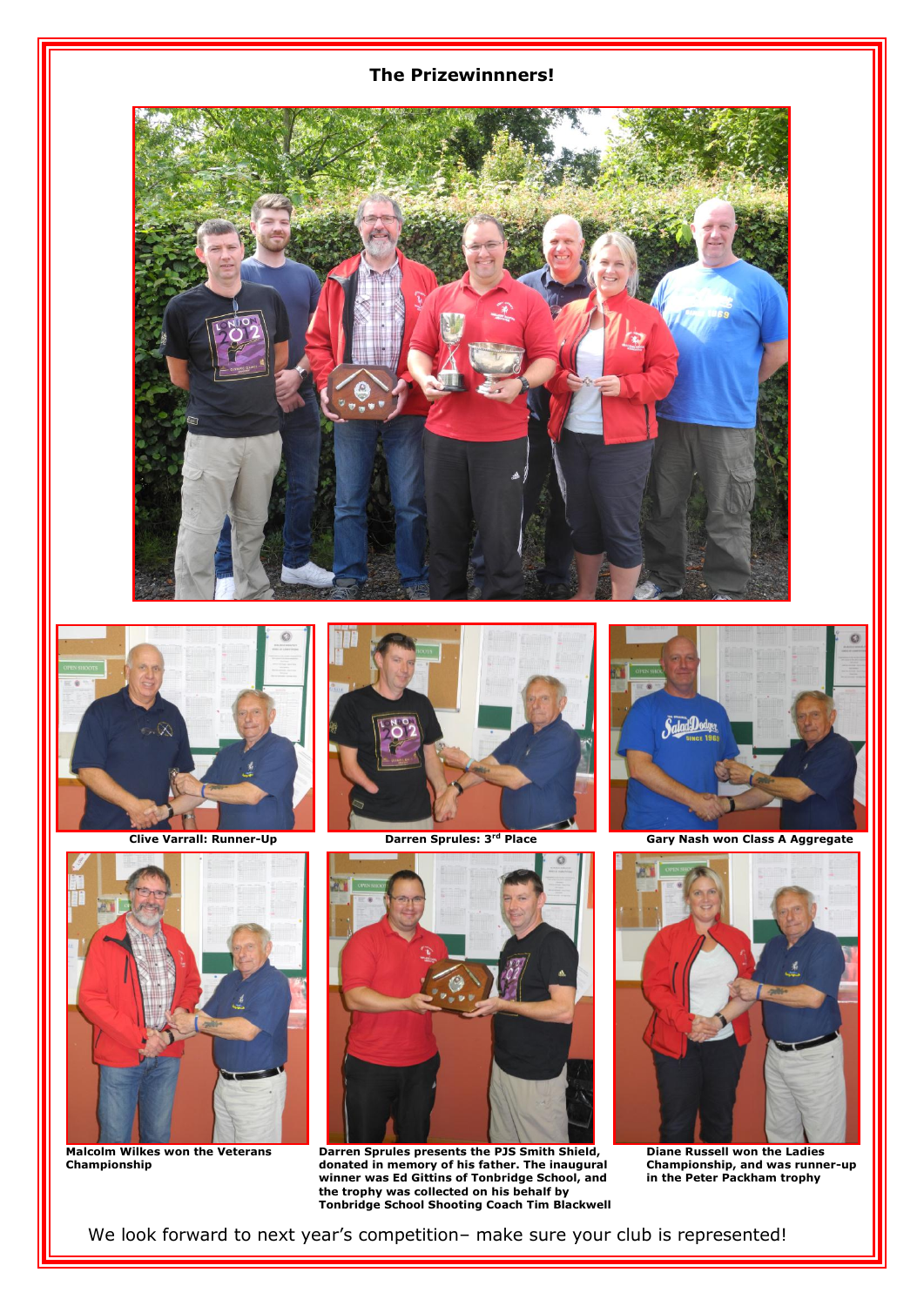## The Prizewinnners!

Clive Varrall: Runner-Up

Darren Sprules: 3rd Place

Gary Nash won Class A Aggregate

Malcolm Wilkes won the Veterans Championship

Darren Sprules presents the PJS Smith Shield, donated in memory of his father. The inaugural winner was Ed Gittins of Tonbridge School, and the trophy was collected on his behalf by Tonbridge School Shooting Coach Tim Blackwell

Diane Russell won the Ladies Championship, and was runner-up in the Peter Packham trophy

We look forward to next year's competition– make sure your club is represented!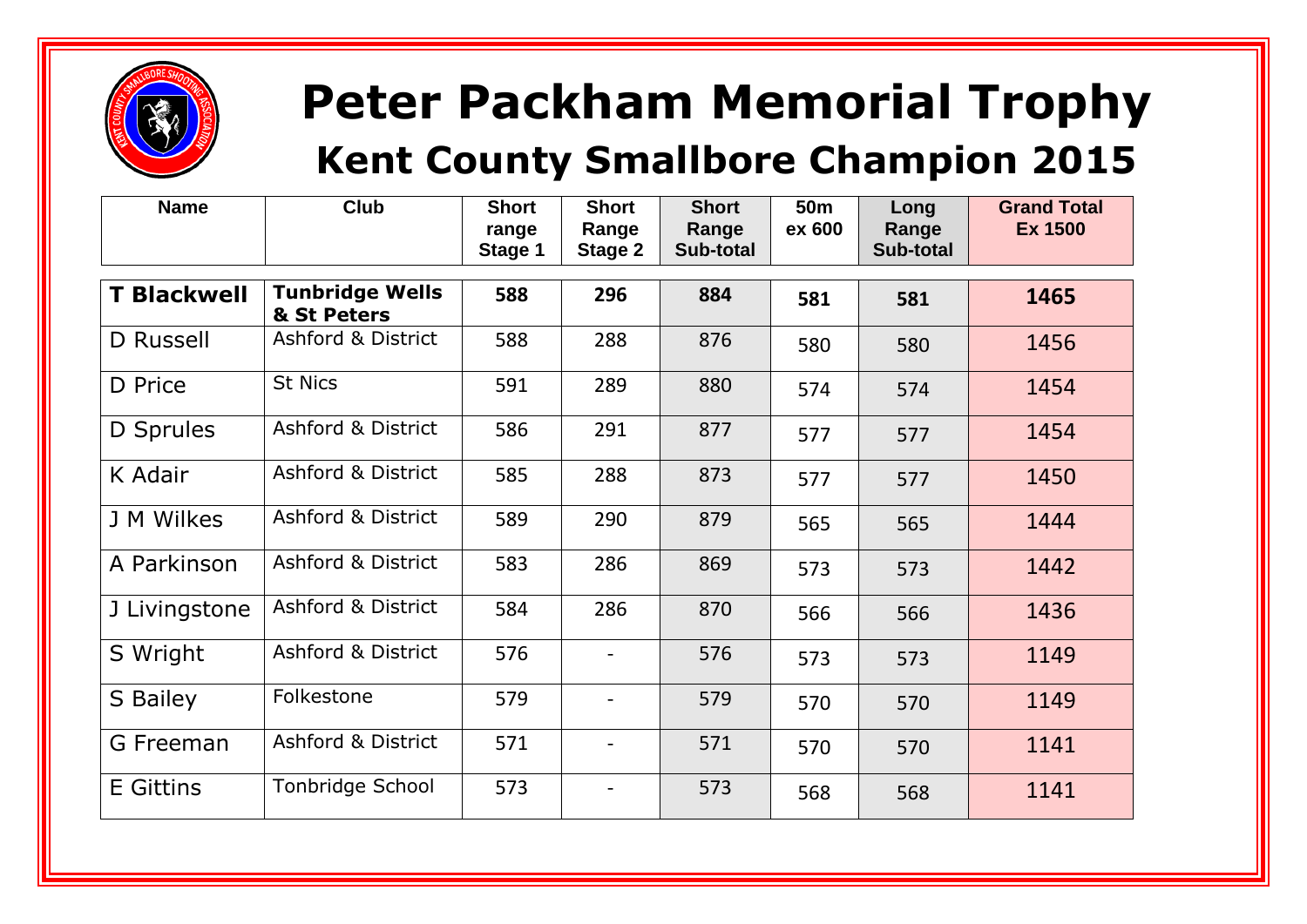# Peter Packham Memorial Trophy

## Kent County Smallbore Champion 2015

| Name | Club | Short range Stage 1 | Short Range Stage 2 | Short Range Sub-total | 50m ex 600 | Long Range Sub-total | Grand Total Ex 1500 |
|---|---|---|---|---|---|---|---|
| **T Blackwell** | **Tunbridge Wells & St Peters** | **588** | **296** | **884** | **581** | **581** | **1465** |
| D Russell | Ashford & District | 588 | 288 | 876 | 580 | 580 | 1456 |
| D Price | St Nics | 591 | 289 | 880 | 574 | 574 | 1454 |
| D Sprules | Ashford & District | 586 | 291 | 877 | 577 | 577 | 1454 |
| K Adair | Ashford & District | 585 | 288 | 873 | 577 | 577 | 1450 |
| J M Wilkes | Ashford & District | 589 | 290 | 879 | 565 | 565 | 1444 |
| A Parkinson | Ashford & District | 583 | 286 | 869 | 573 | 573 | 1442 |
| J Livingstone | Ashford & District | 584 | 286 | 870 | 566 | 566 | 1436 |
| S Wright | Ashford & District | 576 | - | 576 | 573 | 573 | 1149 |
| S Bailey | Folkestone | 579 | - | 579 | 570 | 570 | 1149 |
| G Freeman | Ashford & District | 571 | - | 571 | 570 | 570 | 1141 |
| E Gittins | Tonbridge School | 573 | - | 573 | 568 | 568 | 1141 |